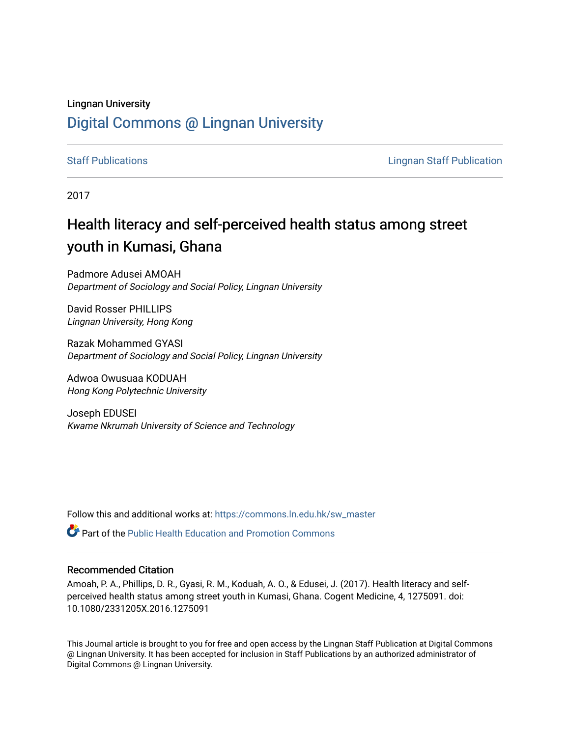Lingnan University

# Digital Commons @ Lingnan University

Staff Publications

Lingnan Staff Publication

2017

## Health literacy and self-perceived health status among street youth in Kumasi, Ghana

Padmore Adusei AMOAH  
*Department of Sociology and Social Policy, Lingnan University*

David Rosser PHILLIPS  
*Lingnan University, Hong Kong*

Razak Mohammed GYASI  
*Department of Sociology and Social Policy, Lingnan University*

Adwoa Owusuaa KODUAH  
*Hong Kong Polytechnic University*

Joseph EDUSEI  
*Kwame Nkrumah University of Science and Technology*

Follow this and additional works at: https://commons.ln.edu.hk/sw_master

Part of the Public Health Education and Promotion Commons

### Recommended Citation

Amoah, P. A., Phillips, D. R., Gyasi, R. M., Koduah, A. O., & Edusei, J. (2017). Health literacy and self-perceived health status among street youth in Kumasi, Ghana. Cogent Medicine, 4, 1275091. doi: 10.1080/2331205X.2016.1275091

This Journal article is brought to you for free and open access by the Lingnan Staff Publication at Digital Commons @ Lingnan University. It has been accepted for inclusion in Staff Publications by an authorized administrator of Digital Commons @ Lingnan University.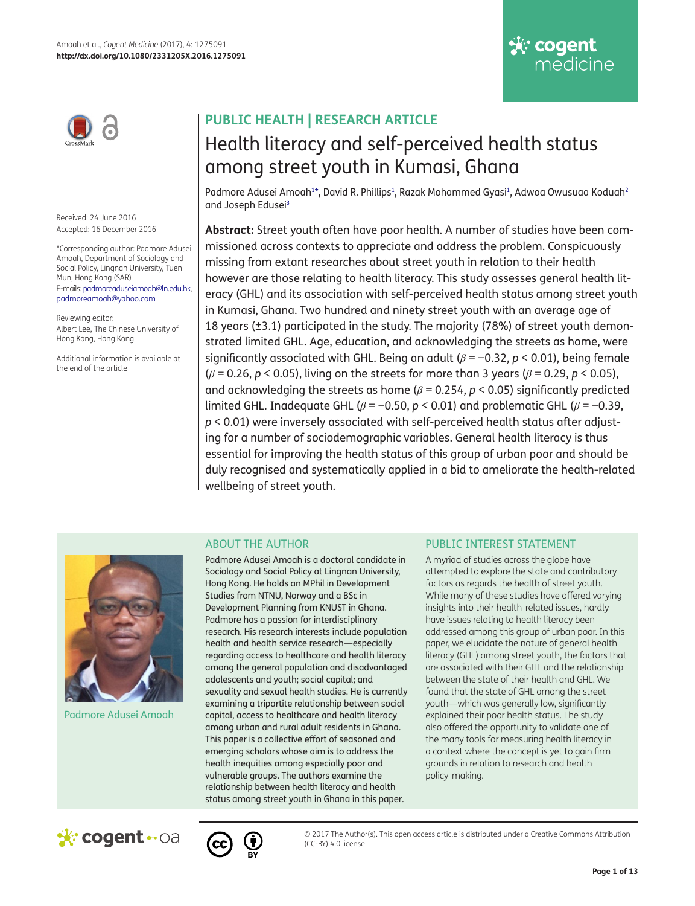PUBLIC HEALTH | RESEARCH ARTICLE

# Health literacy and self-perceived health status among street youth in Kumasi, Ghana

Padmore Adusei Amoah[1]*, David R. Phillips[1], Razak Mohammed Gyasi[1], Adwoa Owusuaa Koduah[2] and Joseph Edusei[3]

Received: 24 June 2016
Accepted: 16 December 2016

*Corresponding author: Padmore Adusei Amoah, Department of Sociology and Social Policy, Lingnan University, Tuen Mun, Hong Kong (SAR)
E-mails: padmoreaduseiamoah@ln.edu.hk, padmoreamoah@yahoo.com

Reviewing editor:
Albert Lee, The Chinese University of Hong Kong, Hong Kong

Additional information is available at the end of the article

**Abstract:** Street youth often have poor health. A number of studies have been commissioned across contexts to appreciate and address the problem. Conspicuously missing from extant researches about street youth in relation to their health however are those relating to health literacy. This study assesses general health literacy (GHL) and its association with self-perceived health status among street youth in Kumasi, Ghana. Two hundred and ninety street youth with an average age of 18 years (±3.1) participated in the study. The majority (78%) of street youth demonstrated limited GHL. Age, education, and acknowledging the streets as home, were significantly associated with GHL. Being an adult ($\beta = -0.32$, $p < 0.01$), being female ($\beta = 0.26$, $p < 0.05$), living on the streets for more than 3 years ($\beta = 0.29$, $p < 0.05$), and acknowledging the streets as home ($\beta = 0.254$, $p < 0.05$) significantly predicted limited GHL. Inadequate GHL ($\beta = -0.50$, $p < 0.01$) and problematic GHL ($\beta = -0.39$, $p < 0.01$) were inversely associated with self-perceived health status after adjusting for a number of sociodemographic variables. General health literacy is thus essential for improving the health status of this group of urban poor and should be duly recognised and systematically applied in a bid to ameliorate the health-related wellbeing of street youth.

## ABOUT THE AUTHOR

Padmore Adusei Amoah

Padmore Adusei Amoah is a doctoral candidate in Sociology and Social Policy at Lingnan University, Hong Kong. He holds an MPhil in Development Studies from NTNU, Norway and a BSc in Development Planning from KNUST in Ghana. Padmore has a passion for interdisciplinary research. His research interests include population health and health service research—especially regarding access to healthcare and health literacy among the general population and disadvantaged adolescents and youth; social capital; and sexuality and sexual health studies. He is currently examining a tripartite relationship between social capital, access to healthcare and health literacy among urban and rural adult residents in Ghana. This paper is a collective effort of seasoned and emerging scholars whose aim is to address the health inequities among especially poor and vulnerable groups. The authors examine the relationship between health literacy and health status among street youth in Ghana in this paper.

## PUBLIC INTEREST STATEMENT

A myriad of studies across the globe have attempted to explore the state and contributory factors as regards the health of street youth. While many of these studies have offered varying insights into their health-related issues, hardly have issues relating to health literacy been addressed among this group of urban poor. In this paper, we elucidate the nature of general health literacy (GHL) among street youth, the factors that are associated with their GHL and the relationship between the state of their health and GHL. We found that the state of GHL among the street youth—which was generally low, significantly explained their poor health status. The study also offered the opportunity to validate one of the many tools for measuring health literacy in a context where the concept is yet to gain firm grounds in relation to research and health policy-making.

© 2017 The Author(s). This open access article is distributed under a Creative Commons Attribution (CC-BY) 4.0 license.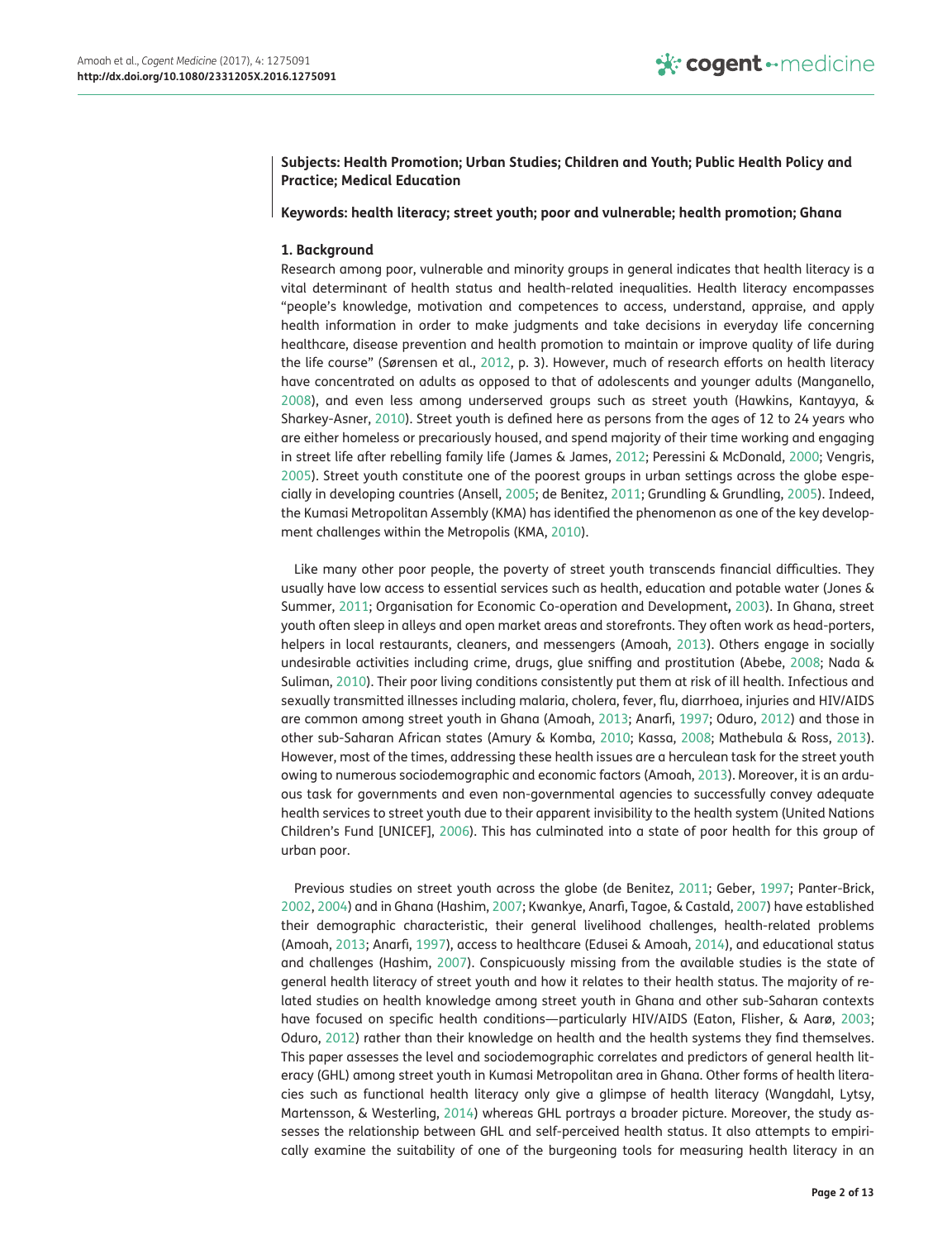**Subjects: Health Promotion; Urban Studies; Children and Youth; Public Health Policy and Practice; Medical Education**

**Keywords: health literacy; street youth; poor and vulnerable; health promotion; Ghana**

### 1. Background

Research among poor, vulnerable and minority groups in general indicates that health literacy is a vital determinant of health status and health-related inequalities. Health literacy encompasses "people's knowledge, motivation and competences to access, understand, appraise, and apply health information in order to make judgments and take decisions in everyday life concerning healthcare, disease prevention and health promotion to maintain or improve quality of life during the life course" (Sørensen et al., 2012, p. 3). However, much of research efforts on health literacy have concentrated on adults as opposed to that of adolescents and younger adults (Manganello, 2008), and even less among underserved groups such as street youth (Hawkins, Kantayya, & Sharkey-Asner, 2010). Street youth is defined here as persons from the ages of 12 to 24 years who are either homeless or precariously housed, and spend majority of their time working and engaging in street life after rebelling family life (James & James, 2012; Peressini & McDonald, 2000; Vengris, 2005). Street youth constitute one of the poorest groups in urban settings across the globe especially in developing countries (Ansell, 2005; de Benitez, 2011; Grundling & Grundling, 2005). Indeed, the Kumasi Metropolitan Assembly (KMA) has identified the phenomenon as one of the key development challenges within the Metropolis (KMA, 2010).

Like many other poor people, the poverty of street youth transcends financial difficulties. They usually have low access to essential services such as health, education and potable water (Jones & Summer, 2011; Organisation for Economic Co-operation and Development, 2003). In Ghana, street youth often sleep in alleys and open market areas and storefronts. They often work as head-porters, helpers in local restaurants, cleaners, and messengers (Amoah, 2013). Others engage in socially undesirable activities including crime, drugs, glue sniffing and prostitution (Abebe, 2008; Nada & Suliman, 2010). Their poor living conditions consistently put them at risk of ill health. Infectious and sexually transmitted illnesses including malaria, cholera, fever, flu, diarrhoea, injuries and HIV/AIDS are common among street youth in Ghana (Amoah, 2013; Anarfi, 1997; Oduro, 2012) and those in other sub-Saharan African states (Amury & Komba, 2010; Kassa, 2008; Mathebula & Ross, 2013). However, most of the times, addressing these health issues are a herculean task for the street youth owing to numerous sociodemographic and economic factors (Amoah, 2013). Moreover, it is an arduous task for governments and even non-governmental agencies to successfully convey adequate health services to street youth due to their apparent invisibility to the health system (United Nations Children's Fund [UNICEF], 2006). This has culminated into a state of poor health for this group of urban poor.

Previous studies on street youth across the globe (de Benitez, 2011; Geber, 1997; Panter-Brick, 2002, 2004) and in Ghana (Hashim, 2007; Kwankye, Anarfi, Tagoe, & Castald, 2007) have established their demographic characteristic, their general livelihood challenges, health-related problems (Amoah, 2013; Anarfi, 1997), access to healthcare (Edusei & Amoah, 2014), and educational status and challenges (Hashim, 2007). Conspicuously missing from the available studies is the state of general health literacy of street youth and how it relates to their health status. The majority of related studies on health knowledge among street youth in Ghana and other sub-Saharan contexts have focused on specific health conditions—particularly HIV/AIDS (Eaton, Flisher, & Aarø, 2003; Oduro, 2012) rather than their knowledge on health and the health systems they find themselves. This paper assesses the level and sociodemographic correlates and predictors of general health literacy (GHL) among street youth in Kumasi Metropolitan area in Ghana. Other forms of health literacies such as functional health literacy only give a glimpse of health literacy (Wangdahl, Lytsy, Martensson, & Westerling, 2014) whereas GHL portrays a broader picture. Moreover, the study assesses the relationship between GHL and self-perceived health status. It also attempts to empirically examine the suitability of one of the burgeoning tools for measuring health literacy in an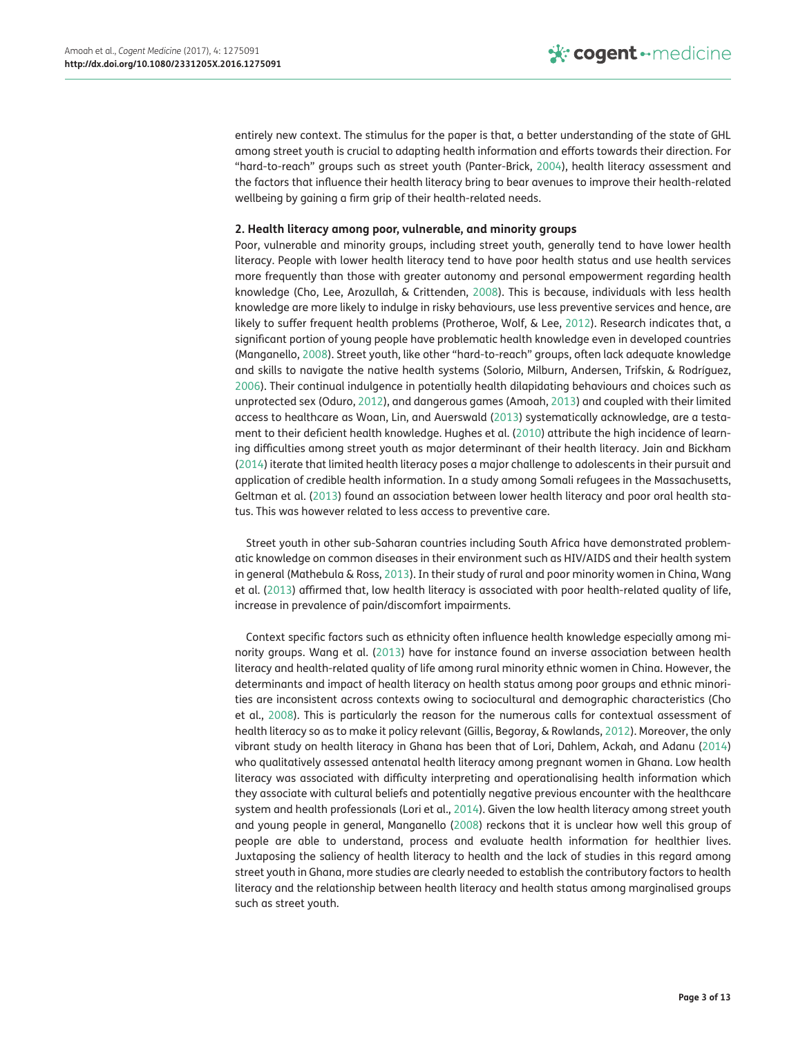entirely new context. The stimulus for the paper is that, a better understanding of the state of GHL among street youth is crucial to adapting health information and efforts towards their direction. For "hard-to-reach" groups such as street youth (Panter-Brick, 2004), health literacy assessment and the factors that influence their health literacy bring to bear avenues to improve their health-related wellbeing by gaining a firm grip of their health-related needs.

## 2. Health literacy among poor, vulnerable, and minority groups

Poor, vulnerable and minority groups, including street youth, generally tend to have lower health literacy. People with lower health literacy tend to have poor health status and use health services more frequently than those with greater autonomy and personal empowerment regarding health knowledge (Cho, Lee, Arozullah, & Crittenden, 2008). This is because, individuals with less health knowledge are more likely to indulge in risky behaviours, use less preventive services and hence, are likely to suffer frequent health problems (Protheroe, Wolf, & Lee, 2012). Research indicates that, a significant portion of young people have problematic health knowledge even in developed countries (Manganello, 2008). Street youth, like other "hard-to-reach" groups, often lack adequate knowledge and skills to navigate the native health systems (Solorio, Milburn, Andersen, Trifskin, & Rodríguez, 2006). Their continual indulgence in potentially health dilapidating behaviours and choices such as unprotected sex (Oduro, 2012), and dangerous games (Amoah, 2013) and coupled with their limited access to healthcare as Woan, Lin, and Auerswald (2013) systematically acknowledge, are a testament to their deficient health knowledge. Hughes et al. (2010) attribute the high incidence of learning difficulties among street youth as major determinant of their health literacy. Jain and Bickham (2014) iterate that limited health literacy poses a major challenge to adolescents in their pursuit and application of credible health information. In a study among Somali refugees in the Massachusetts, Geltman et al. (2013) found an association between lower health literacy and poor oral health status. This was however related to less access to preventive care.

Street youth in other sub-Saharan countries including South Africa have demonstrated problematic knowledge on common diseases in their environment such as HIV/AIDS and their health system in general (Mathebula & Ross, 2013). In their study of rural and poor minority women in China, Wang et al. (2013) affirmed that, low health literacy is associated with poor health-related quality of life, increase in prevalence of pain/discomfort impairments.

Context specific factors such as ethnicity often influence health knowledge especially among minority groups. Wang et al. (2013) have for instance found an inverse association between health literacy and health-related quality of life among rural minority ethnic women in China. However, the determinants and impact of health literacy on health status among poor groups and ethnic minorities are inconsistent across contexts owing to sociocultural and demographic characteristics (Cho et al., 2008). This is particularly the reason for the numerous calls for contextual assessment of health literacy so as to make it policy relevant (Gillis, Begoray, & Rowlands, 2012). Moreover, the only vibrant study on health literacy in Ghana has been that of Lori, Dahlem, Ackah, and Adanu (2014) who qualitatively assessed antenatal health literacy among pregnant women in Ghana. Low health literacy was associated with difficulty interpreting and operationalising health information which they associate with cultural beliefs and potentially negative previous encounter with the healthcare system and health professionals (Lori et al., 2014). Given the low health literacy among street youth and young people in general, Manganello (2008) reckons that it is unclear how well this group of people are able to understand, process and evaluate health information for healthier lives. Juxtaposing the saliency of health literacy to health and the lack of studies in this regard among street youth in Ghana, more studies are clearly needed to establish the contributory factors to health literacy and the relationship between health literacy and health status among marginalised groups such as street youth.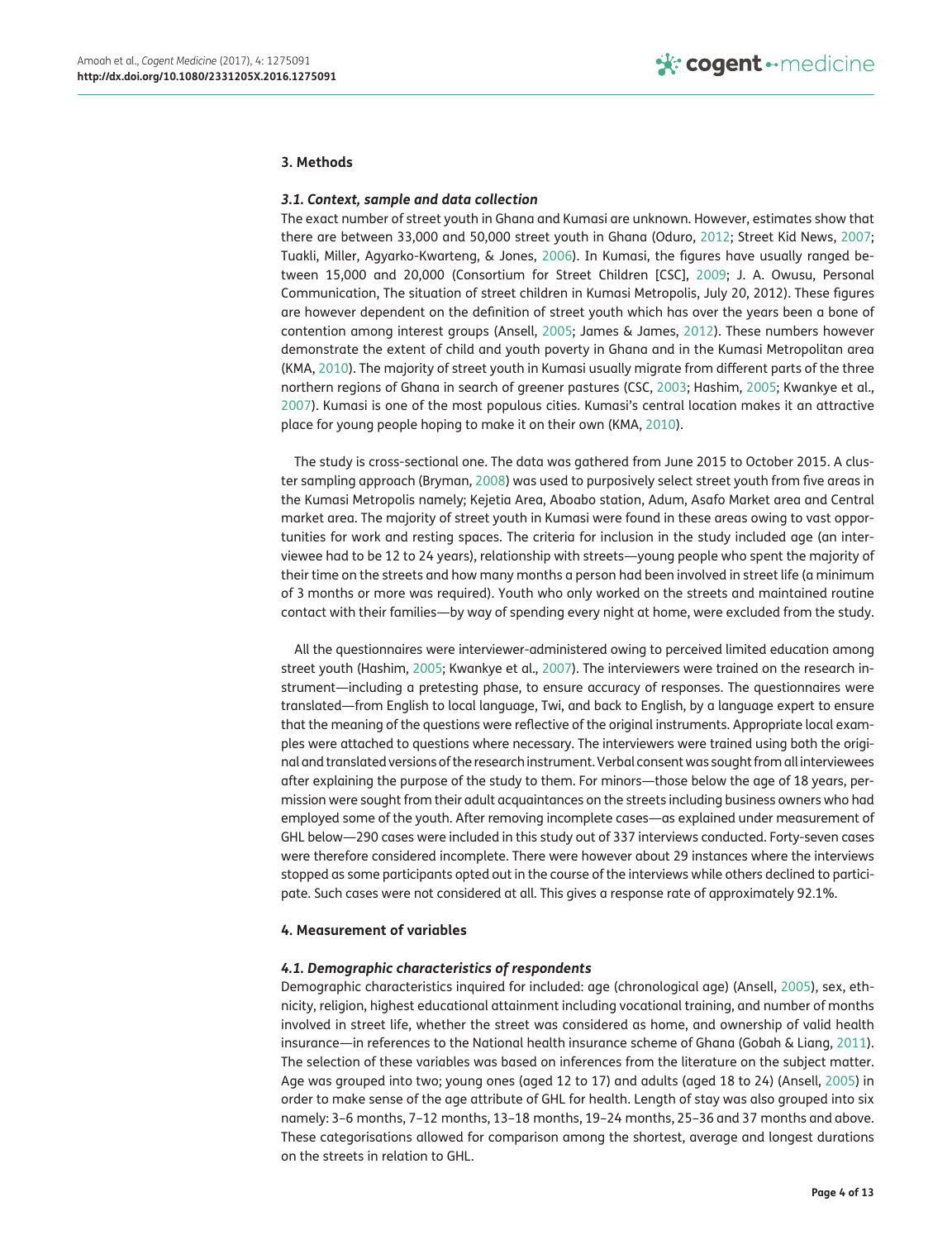## 3. Methods

### 3.1. Context, sample and data collection

The exact number of street youth in Ghana and Kumasi are unknown. However, estimates show that there are between 33,000 and 50,000 street youth in Ghana (Oduro, 2012; Street Kid News, 2007; Tuakli, Miller, Agyarko-Kwarteng, & Jones, 2006). In Kumasi, the figures have usually ranged between 15,000 and 20,000 (Consortium for Street Children [CSC], 2009; J. A. Owusu, Personal Communication, The situation of street children in Kumasi Metropolis, July 20, 2012). These figures are however dependent on the definition of street youth which has over the years been a bone of contention among interest groups (Ansell, 2005; James & James, 2012). These numbers however demonstrate the extent of child and youth poverty in Ghana and in the Kumasi Metropolitan area (KMA, 2010). The majority of street youth in Kumasi usually migrate from different parts of the three northern regions of Ghana in search of greener pastures (CSC, 2003; Hashim, 2005; Kwankye et al., 2007). Kumasi is one of the most populous cities. Kumasi's central location makes it an attractive place for young people hoping to make it on their own (KMA, 2010).

The study is cross-sectional one. The data was gathered from June 2015 to October 2015. A cluster sampling approach (Bryman, 2008) was used to purposively select street youth from five areas in the Kumasi Metropolis namely; Kejetia Area, Aboabo station, Adum, Asafo Market area and Central market area. The majority of street youth in Kumasi were found in these areas owing to vast opportunities for work and resting spaces. The criteria for inclusion in the study included age (an interviewee had to be 12 to 24 years), relationship with streets—young people who spent the majority of their time on the streets and how many months a person had been involved in street life (a minimum of 3 months or more was required). Youth who only worked on the streets and maintained routine contact with their families—by way of spending every night at home, were excluded from the study.

All the questionnaires were interviewer-administered owing to perceived limited education among street youth (Hashim, 2005; Kwankye et al., 2007). The interviewers were trained on the research instrument—including a pretesting phase, to ensure accuracy of responses. The questionnaires were translated—from English to local language, Twi, and back to English, by a language expert to ensure that the meaning of the questions were reflective of the original instruments. Appropriate local examples were attached to questions where necessary. The interviewers were trained using both the original and translated versions of the research instrument. Verbal consent was sought from all interviewees after explaining the purpose of the study to them. For minors—those below the age of 18 years, permission were sought from their adult acquaintances on the streets including business owners who had employed some of the youth. After removing incomplete cases—as explained under measurement of GHL below—290 cases were included in this study out of 337 interviews conducted. Forty-seven cases were therefore considered incomplete. There were however about 29 instances where the interviews stopped as some participants opted out in the course of the interviews while others declined to participate. Such cases were not considered at all. This gives a response rate of approximately 92.1%.

## 4. Measurement of variables

### 4.1. Demographic characteristics of respondents

Demographic characteristics inquired for included: age (chronological age) (Ansell, 2005), sex, ethnicity, religion, highest educational attainment including vocational training, and number of months involved in street life, whether the street was considered as home, and ownership of valid health insurance—in references to the National health insurance scheme of Ghana (Gobah & Liang, 2011). The selection of these variables was based on inferences from the literature on the subject matter. Age was grouped into two; young ones (aged 12 to 17) and adults (aged 18 to 24) (Ansell, 2005) in order to make sense of the age attribute of GHL for health. Length of stay was also grouped into six namely: 3–6 months, 7–12 months, 13–18 months, 19–24 months, 25–36 and 37 months and above. These categorisations allowed for comparison among the shortest, average and longest durations on the streets in relation to GHL.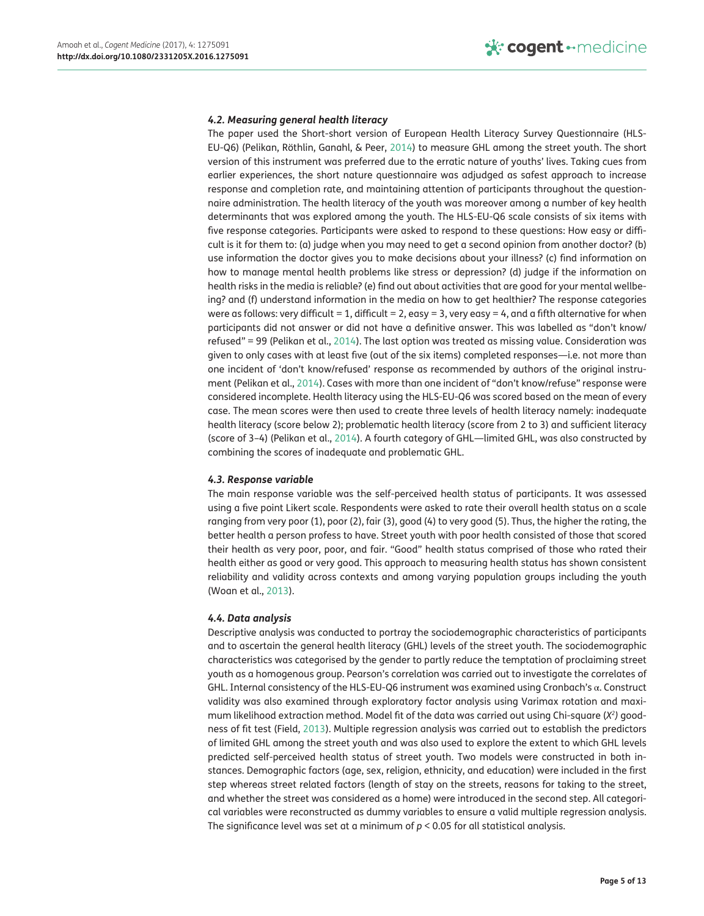#### *4.2. Measuring general health literacy*

The paper used the Short-short version of European Health Literacy Survey Questionnaire (HLS-EU-Q6) (Pelikan, Röthlin, Ganahl, & Peer, 2014) to measure GHL among the street youth. The short version of this instrument was preferred due to the erratic nature of youths' lives. Taking cues from earlier experiences, the short nature questionnaire was adjudged as safest approach to increase response and completion rate, and maintaining attention of participants throughout the questionnaire administration. The health literacy of the youth was moreover among a number of key health determinants that was explored among the youth. The HLS-EU-Q6 scale consists of six items with five response categories. Participants were asked to respond to these questions: How easy or difficult is it for them to: (a) judge when you may need to get a second opinion from another doctor? (b) use information the doctor gives you to make decisions about your illness? (c) find information on how to manage mental health problems like stress or depression? (d) judge if the information on health risks in the media is reliable? (e) find out about activities that are good for your mental wellbeing? and (f) understand information in the media on how to get healthier? The response categories were as follows: very difficult = 1, difficult = 2, easy = 3, very easy = 4, and a fifth alternative for when participants did not answer or did not have a definitive answer. This was labelled as "don't know/refused" = 99 (Pelikan et al., 2014). The last option was treated as missing value. Consideration was given to only cases with at least five (out of the six items) completed responses—i.e. not more than one incident of 'don't know/refused' response as recommended by authors of the original instrument (Pelikan et al., 2014). Cases with more than one incident of "don't know/refuse" response were considered incomplete. Health literacy using the HLS-EU-Q6 was scored based on the mean of every case. The mean scores were then used to create three levels of health literacy namely: inadequate health literacy (score below 2); problematic health literacy (score from 2 to 3) and sufficient literacy (score of 3–4) (Pelikan et al., 2014). A fourth category of GHL—limited GHL, was also constructed by combining the scores of inadequate and problematic GHL.

#### *4.3. Response variable*

The main response variable was the self-perceived health status of participants. It was assessed using a five point Likert scale. Respondents were asked to rate their overall health status on a scale ranging from very poor (1), poor (2), fair (3), good (4) to very good (5). Thus, the higher the rating, the better health a person profess to have. Street youth with poor health consisted of those that scored their health as very poor, poor, and fair. "Good" health status comprised of those who rated their health either as good or very good. This approach to measuring health status has shown consistent reliability and validity across contexts and among varying population groups including the youth (Woan et al., 2013).

#### *4.4. Data analysis*

Descriptive analysis was conducted to portray the sociodemographic characteristics of participants and to ascertain the general health literacy (GHL) levels of the street youth. The sociodemographic characteristics was categorised by the gender to partly reduce the temptation of proclaiming street youth as a homogenous group. Pearson's correlation was carried out to investigate the correlates of GHL. Internal consistency of the HLS-EU-Q6 instrument was examined using Cronbach's $\alpha$. Construct validity was also examined through exploratory factor analysis using Varimax rotation and maximum likelihood extraction method. Model fit of the data was carried out using Chi-square ($X^2$) goodness of fit test (Field, 2013). Multiple regression analysis was carried out to establish the predictors of limited GHL among the street youth and was also used to explore the extent to which GHL levels predicted self-perceived health status of street youth. Two models were constructed in both instances. Demographic factors (age, sex, religion, ethnicity, and education) were included in the first step whereas street related factors (length of stay on the streets, reasons for taking to the street, and whether the street was considered as a home) were introduced in the second step. All categorical variables were reconstructed as dummy variables to ensure a valid multiple regression analysis. The significance level was set at a minimum of $p < 0.05$ for all statistical analysis.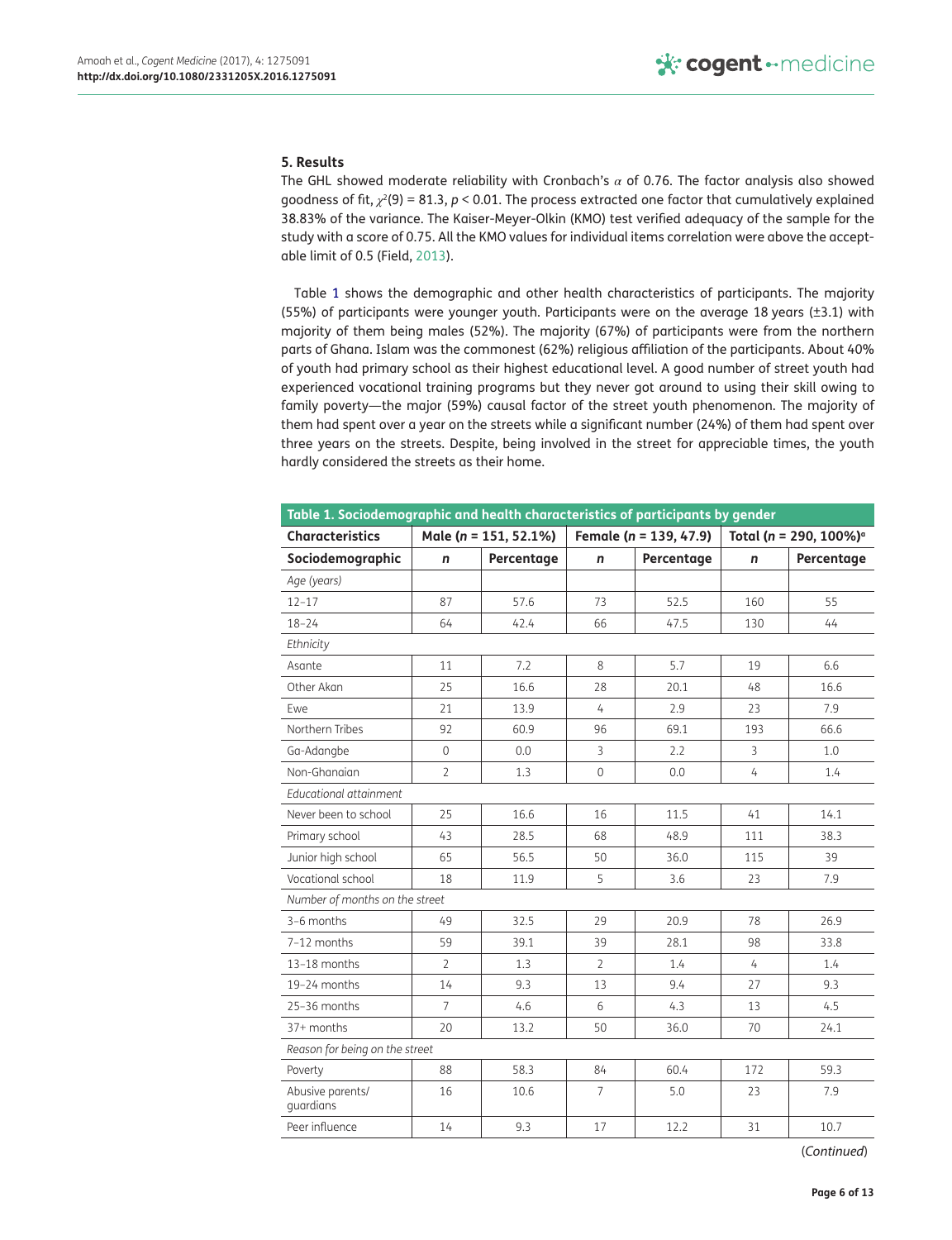### 5. Results

The GHL showed moderate reliability with Cronbach's $\alpha$ of 0.76. The factor analysis also showed goodness of fit, $\chi^2(9) = 81.3$, $p < 0.01$. The process extracted one factor that cumulatively explained 38.83% of the variance. The Kaiser-Meyer-Olkin (KMO) test verified adequacy of the sample for the study with a score of 0.75. All the KMO values for individual items correlation were above the acceptable limit of 0.5 (Field, 2013).

Table 1 shows the demographic and other health characteristics of participants. The majority (55%) of participants were younger youth. Participants were on the average 18 years (±3.1) with majority of them being males (52%). The majority (67%) of participants were from the northern parts of Ghana. Islam was the commonest (62%) religious affiliation of the participants. About 40% of youth had primary school as their highest educational level. A good number of street youth had experienced vocational training programs but they never got around to using their skill owing to family poverty—the major (59%) causal factor of the street youth phenomenon. The majority of them had spent over a year on the streets while a significant number (24%) of them had spent over three years on the streets. Despite, being involved in the street for appreciable times, the youth hardly considered the streets as their home.

**Table 1. Sociodemographic and health characteristics of participants by gender**

| Characteristics | Male (*n* = 151, 52.1%) | | Female (*n* = 139, 47.9) | | Total (*n* = 290, 100%)[a] | |
|---|---|---|---|---|---|---|
| **Sociodemographic** | ***n*** | **Percentage** | ***n*** | **Percentage** | ***n*** | **Percentage** |
| *Age (years)* | | | | | | |
| 12–17 | 87 | 57.6 | 73 | 52.5 | 160 | 55 |
| 18–24 | 64 | 42.4 | 66 | 47.5 | 130 | 44 |
| *Ethnicity* | | | | | | |
| Asante | 11 | 7.2 | 8 | 5.7 | 19 | 6.6 |
| Other Akan | 25 | 16.6 | 28 | 20.1 | 48 | 16.6 |
| Ewe | 21 | 13.9 | 4 | 2.9 | 23 | 7.9 |
| Northern Tribes | 92 | 60.9 | 96 | 69.1 | 193 | 66.6 |
| Ga-Adangbe | 0 | 0.0 | 3 | 2.2 | 3 | 1.0 |
| Non-Ghanaian | 2 | 1.3 | 0 | 0.0 | 4 | 1.4 |
| *Educational attainment* | | | | | | |
| Never been to school | 25 | 16.6 | 16 | 11.5 | 41 | 14.1 |
| Primary school | 43 | 28.5 | 68 | 48.9 | 111 | 38.3 |
| Junior high school | 65 | 56.5 | 50 | 36.0 | 115 | 39 |
| Vocational school | 18 | 11.9 | 5 | 3.6 | 23 | 7.9 |
| *Number of months on the street* | | | | | | |
| 3–6 months | 49 | 32.5 | 29 | 20.9 | 78 | 26.9 |
| 7–12 months | 59 | 39.1 | 39 | 28.1 | 98 | 33.8 |
| 13–18 months | 2 | 1.3 | 2 | 1.4 | 4 | 1.4 |
| 19–24 months | 14 | 9.3 | 13 | 9.4 | 27 | 9.3 |
| 25–36 months | 7 | 4.6 | 6 | 4.3 | 13 | 4.5 |
| 37+ months | 20 | 13.2 | 50 | 36.0 | 70 | 24.1 |
| *Reason for being on the street* | | | | | | |
| Poverty | 88 | 58.3 | 84 | 60.4 | 172 | 59.3 |
| Abusive parents/ guardians | 16 | 10.6 | 7 | 5.0 | 23 | 7.9 |
| Peer influence | 14 | 9.3 | 17 | 12.2 | 31 | 10.7 |

(*Continued*)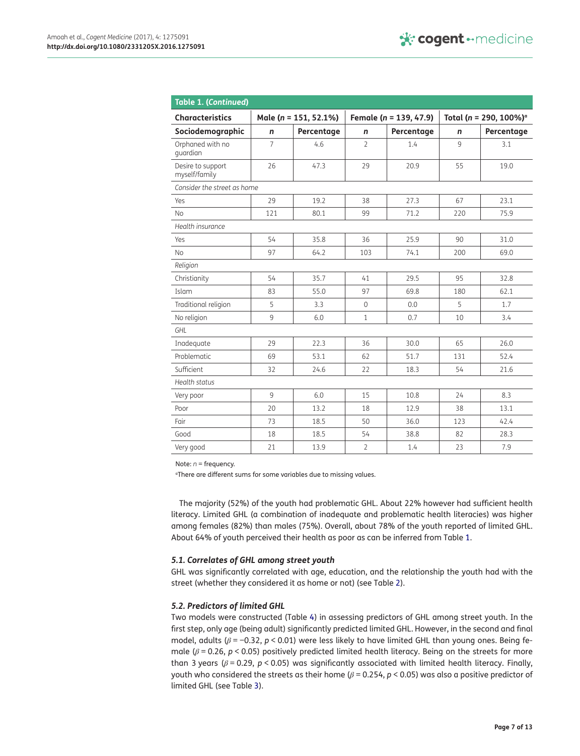**Table 1. (*Continued*)**

| Characteristics | Male ($n$ = 151, 52.1%) | | Female ($n$ = 139, 47.9) | | Total ($n$ = 290, 100%)[a] | |
|---|---|---|---|---|---|---|
| **Sociodemographic** | ***n*** | **Percentage** | ***n*** | **Percentage** | ***n*** | **Percentage** |
| Orphaned with no guardian | 7 | 4.6 | 2 | 1.4 | 9 | 3.1 |
| Desire to support myself/family | 26 | 47.3 | 29 | 20.9 | 55 | 19.0 |
| *Consider the street as home* | | | | | | |
| Yes | 29 | 19.2 | 38 | 27.3 | 67 | 23.1 |
| No | 121 | 80.1 | 99 | 71.2 | 220 | 75.9 |
| *Health insurance* | | | | | | |
| Yes | 54 | 35.8 | 36 | 25.9 | 90 | 31.0 |
| No | 97 | 64.2 | 103 | 74.1 | 200 | 69.0 |
| *Religion* | | | | | | |
| Christianity | 54 | 35.7 | 41 | 29.5 | 95 | 32.8 |
| Islam | 83 | 55.0 | 97 | 69.8 | 180 | 62.1 |
| Traditional religion | 5 | 3.3 | 0 | 0.0 | 5 | 1.7 |
| No religion | 9 | 6.0 | 1 | 0.7 | 10 | 3.4 |
| *GHL* | | | | | | |
| Inadequate | 29 | 22.3 | 36 | 30.0 | 65 | 26.0 |
| Problematic | 69 | 53.1 | 62 | 51.7 | 131 | 52.4 |
| Sufficient | 32 | 24.6 | 22 | 18.3 | 54 | 21.6 |
| *Health status* | | | | | | |
| Very poor | 9 | 6.0 | 15 | 10.8 | 24 | 8.3 |
| Poor | 20 | 13.2 | 18 | 12.9 | 38 | 13.1 |
| Fair | 73 | 18.5 | 50 | 36.0 | 123 | 42.4 |
| Good | 18 | 18.5 | 54 | 38.8 | 82 | 28.3 |
| Very good | 21 | 13.9 | 2 | 1.4 | 23 | 7.9 |

Note: $n$ = frequency.

[a]There are different sums for some variables due to missing values.

The majority (52%) of the youth had problematic GHL. About 22% however had sufficient health literacy. Limited GHL (a combination of inadequate and problematic health literacies) was higher among females (82%) than males (75%). Overall, about 78% of the youth reported of limited GHL. About 64% of youth perceived their health as poor as can be inferred from Table 1.

### 5.1. Correlates of GHL among street youth

GHL was significantly correlated with age, education, and the relationship the youth had with the street (whether they considered it as home or not) (see Table 2).

### 5.2. Predictors of limited GHL

Two models were constructed (Table 4) in assessing predictors of GHL among street youth. In the first step, only age (being adult) significantly predicted limited GHL. However, in the second and final model, adults ($\beta = -0.32$, $p < 0.01$) were less likely to have limited GHL than young ones. Being female ($\beta = 0.26$, $p < 0.05$) positively predicted limited health literacy. Being on the streets for more than 3 years ($\beta = 0.29$, $p < 0.05$) was significantly associated with limited health literacy. Finally, youth who considered the streets as their home ($\beta = 0.254$, $p < 0.05$) was also a positive predictor of limited GHL (see Table 3).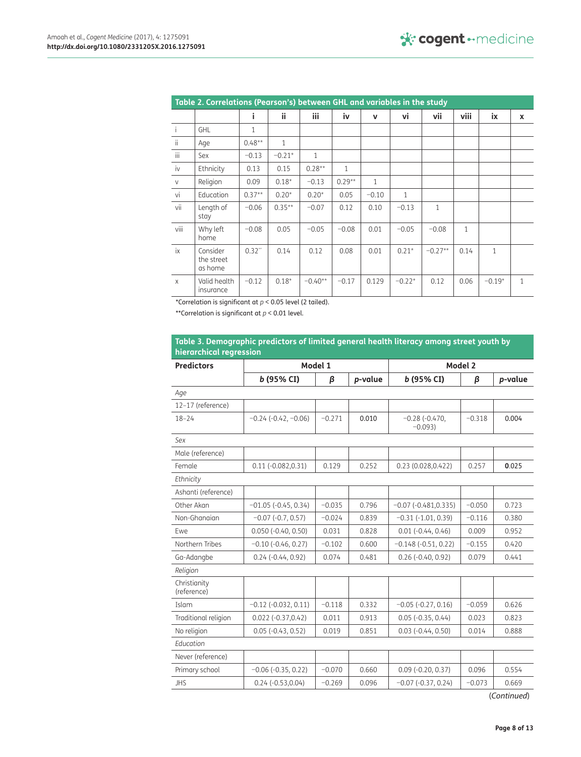**Table 2. Correlations (Pearson's) between GHL and variables in the study**

| | | i | ii | iii | iv | v | vi | vii | viii | ix | x |
|---|---|---|---|---|---|---|---|---|---|---|---|
| i | GHL | 1 | | | | | | | | | |
| ii | Age | 0.48** | 1 | | | | | | | | |
| iii | Sex | −0.13 | −0.21* | 1 | | | | | | | |
| iv | Ethnicity | 0.13 | 0.15 | 0.28** | 1 | | | | | | |
| v | Religion | 0.09 | 0.18* | −0.13 | 0.29** | 1 | | | | | |
| vi | Education | 0.37** | 0.20* | 0.20* | 0.05 | −0.10 | 1 | | | | |
| vii | Length of stay | −0.06 | 0.35** | −0.07 | 0.12 | 0.10 | −0.13 | 1 | | | |
| viii | Why left home | −0.08 | 0.05 | −0.05 | −0.08 | 0.01 | −0.05 | −0.08 | 1 | | |
| ix | Consider the street as home | 0.32** | 0.14 | 0.12 | 0.08 | 0.01 | 0.21* | −0.27** | 0.14 | 1 | |
| x | Valid health insurance | −0.12 | 0.18* | −0.40** | −0.17 | 0.129 | −0.22* | 0.12 | 0.06 | −0.19* | 1 |

*Correlation is significant at $p < 0.05$ level (2 tailed).

**Correlation is significant at $p < 0.01$ level.

**Table 3. Demographic predictors of limited general health literacy among street youth by hierarchical regression**

| Predictors | Model 1 | | | Model 2 | | |
|---|---|---|---|---|---|---|
| | ***b* (95% CI)** | ***β*** | ***p*-value** | ***b* (95% CI)** | ***β*** | ***p*-value** |
| *Age* | | | | | | |
| 12–17 (reference) | | | | | | |
| 18–24 | −0.24 (-0.42, −0.06) | −0.271 | 0.010 | −0.28 (-0.470, −0.093) | −0.318 | 0.004 |
| *Sex* | | | | | | |
| Male (reference) | | | | | | |
| Female | 0.11 (-0.082,0.31) | 0.129 | 0.252 | 0.23 (0.028,0.422) | 0.257 | 0.025 |
| *Ethnicity* | | | | | | |
| Ashanti (reference) | | | | | | |
| Other Akan | −01.05 (-0.45, 0.34) | −0.035 | 0.796 | −0.07 (-0.481,0.335) | −0.050 | 0.723 |
| Non-Ghanaian | −0.07 (-0.7, 0.57) | −0.024 | 0.839 | −0.31 (-1.01, 0.39) | −0.116 | 0.380 |
| Ewe | 0.050 (-0.40, 0.50) | 0.031 | 0.828 | 0.01 (-0.44, 0.46) | 0.009 | 0.952 |
| Northern Tribes | −0.10 (-0.46, 0.27) | −0.102 | 0.600 | −0.148 (-0.51, 0.22) | −0.155 | 0.420 |
| Ga-Adangbe | 0.24 (-0.44, 0.92) | 0.074 | 0.481 | 0.26 (-0.40, 0.92) | 0.079 | 0.441 |
| *Religion* | | | | | | |
| Christianity (reference) | | | | | | |
| Islam | −0.12 (-0.032, 0.11) | −0.118 | 0.332 | −0.05 (-0.27, 0.16) | −0.059 | 0.626 |
| Traditional religion | 0.022 (-0.37,0.42) | 0.011 | 0.913 | 0.05 (-0.35, 0.44) | 0.023 | 0.823 |
| No religion | 0.05 (-0.43, 0.52) | 0.019 | 0.851 | 0.03 (-0.44, 0.50) | 0.014 | 0.888 |
| *Education* | | | | | | |
| Never (reference) | | | | | | |
| Primary school | −0.06 (-0.35, 0.22) | −0.070 | 0.660 | 0.09 (-0.20, 0.37) | 0.096 | 0.554 |
| JHS | 0.24 (-0.53,0.04) | −0.269 | 0.096 | −0.07 (-0.37, 0.24) | −0.073 | 0.669 |

(*Continued*)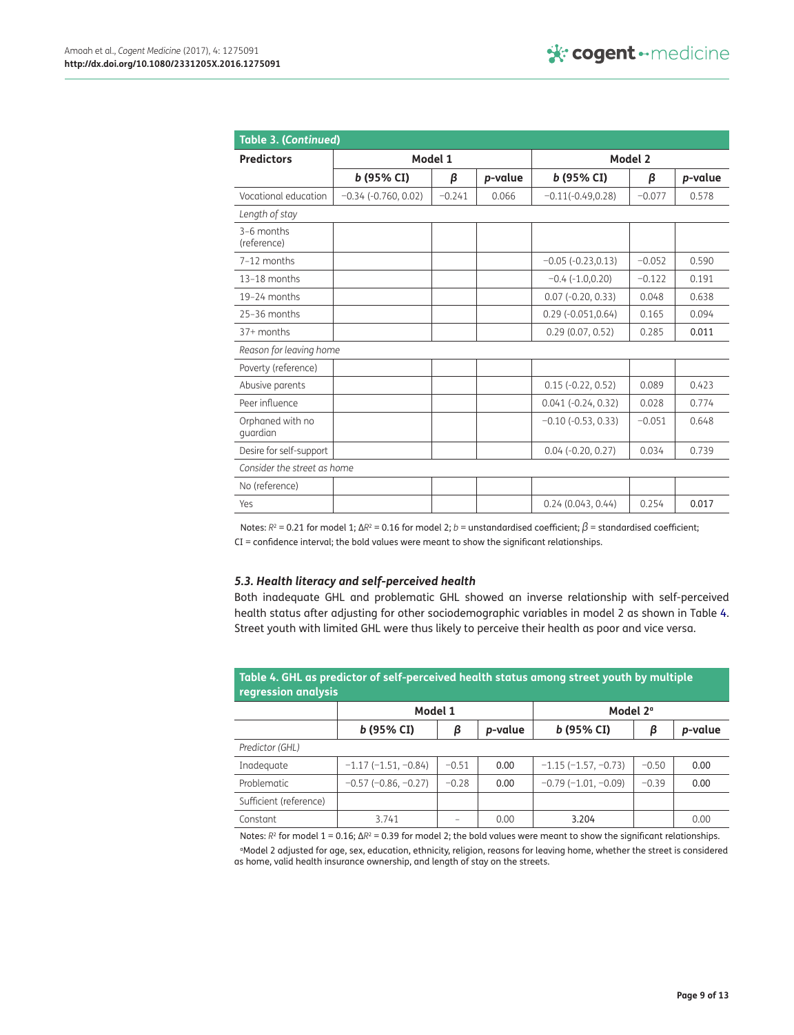**Table 3. (Continued)**

| Predictors | Model 1 | | | Model 2 | | |
|---|---|---|---|---|---|---|
| | *b* (95% CI) | *β* | *p*-value | *b* (95% CI) | *β* | *p*-value |
| Vocational education | −0.34 (-0.760, 0.02) | −0.241 | 0.066 | −0.11(-0.49,0.28) | −0.077 | 0.578 |
| *Length of stay* | | | | | | |
| 3–6 months (reference) | | | | | | |
| 7–12 months | | | | −0.05 (-0.23,0.13) | −0.052 | 0.590 |
| 13–18 months | | | | −0.4 (-1.0,0.20) | −0.122 | 0.191 |
| 19–24 months | | | | 0.07 (-0.20, 0.33) | 0.048 | 0.638 |
| 25–36 months | | | | 0.29 (-0.051,0.64) | 0.165 | 0.094 |
| 37+ months | | | | 0.29 (0.07, 0.52) | 0.285 | **0.011** |
| *Reason for leaving home* | | | | | | |
| Poverty (reference) | | | | | | |
| Abusive parents | | | | 0.15 (-0.22, 0.52) | 0.089 | 0.423 |
| Peer influence | | | | 0.041 (-0.24, 0.32) | 0.028 | 0.774 |
| Orphaned with no guardian | | | | −0.10 (-0.53, 0.33) | −0.051 | 0.648 |
| Desire for self-support | | | | 0.04 (-0.20, 0.27) | 0.034 | 0.739 |
| *Consider the street as home* | | | | | | |
| No (reference) | | | | | | |
| Yes | | | | 0.24 (0.043, 0.44) | 0.254 | **0.017** |

Notes: $R^2$ = 0.21 for model 1; $\Delta R^2$ = 0.16 for model 2; *b* = unstandardised coefficient; $\beta$ = standardised coefficient; CI = confidence interval; the bold values were meant to show the significant relationships.

### *5.3. Health literacy and self-perceived health*

Both inadequate GHL and problematic GHL showed an inverse relationship with self-perceived health status after adjusting for other sociodemographic variables in model 2 as shown in Table 4. Street youth with limited GHL were thus likely to perceive their health as poor and vice versa.

**Table 4. GHL as predictor of self-perceived health status among street youth by multiple regression analysis**

| | Model 1 | | | Model 2[a] | | |
|---|---|---|---|---|---|---|
| | *b* (95% CI) | *β* | *p*-value | *b* (95% CI) | *β* | *p*-value |
| *Predictor (GHL)* | | | | | | |
| Inadequate | −1.17 (−1.51, −0.84) | −0.51 | **0.00** | −1.15 (−1.57, −0.73) | −0.50 | **0.00** |
| Problematic | −0.57 (−0.86, −0.27) | −0.28 | **0.00** | −0.79 (−1.01, −0.09) | −0.39 | **0.00** |
| Sufficient (reference) | | | | | | |
| Constant | 3.741 | – | 0.00 | 3.204 | | 0.00 |

Notes: $R^2$ for model 1 = 0.16; $\Delta R^2$ = 0.39 for model 2; the bold values were meant to show the significant relationships.
[a]Model 2 adjusted for age, sex, education, ethnicity, religion, reasons for leaving home, whether the street is considered as home, valid health insurance ownership, and length of stay on the streets.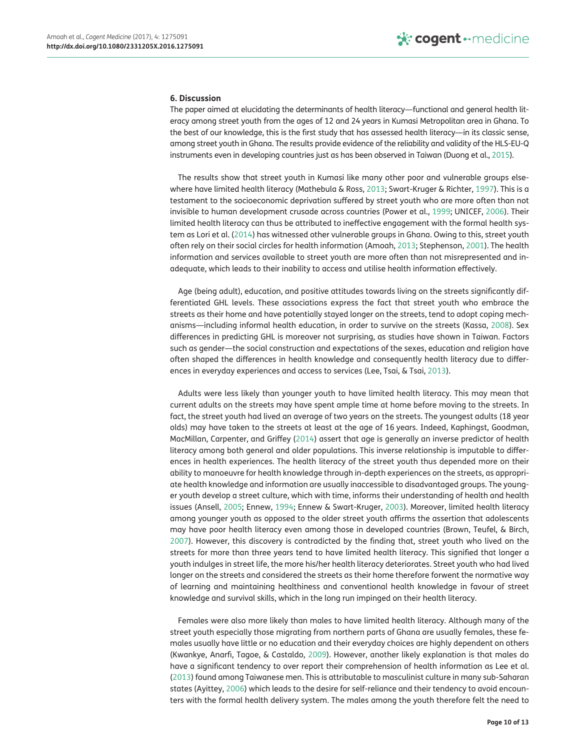## 6. Discussion

The paper aimed at elucidating the determinants of health literacy—functional and general health literacy among street youth from the ages of 12 and 24 years in Kumasi Metropolitan area in Ghana. To the best of our knowledge, this is the first study that has assessed health literacy—in its classic sense, among street youth in Ghana. The results provide evidence of the reliability and validity of the HLS-EU-Q instruments even in developing countries just as has been observed in Taiwan (Duong et al., 2015).

The results show that street youth in Kumasi like many other poor and vulnerable groups elsewhere have limited health literacy (Mathebula & Ross, 2013; Swart-Kruger & Richter, 1997). This is a testament to the socioeconomic deprivation suffered by street youth who are more often than not invisible to human development crusade across countries (Power et al., 1999; UNICEF, 2006). Their limited health literacy can thus be attributed to ineffective engagement with the formal health system as Lori et al. (2014) has witnessed other vulnerable groups in Ghana. Owing to this, street youth often rely on their social circles for health information (Amoah, 2013; Stephenson, 2001). The health information and services available to street youth are more often than not misrepresented and inadequate, which leads to their inability to access and utilise health information effectively.

Age (being adult), education, and positive attitudes towards living on the streets significantly differentiated GHL levels. These associations express the fact that street youth who embrace the streets as their home and have potentially stayed longer on the streets, tend to adopt coping mechanisms—including informal health education, in order to survive on the streets (Kassa, 2008). Sex differences in predicting GHL is moreover not surprising, as studies have shown in Taiwan. Factors such as gender—the social construction and expectations of the sexes, education and religion have often shaped the differences in health knowledge and consequently health literacy due to differences in everyday experiences and access to services (Lee, Tsai, & Tsai, 2013).

Adults were less likely than younger youth to have limited health literacy. This may mean that current adults on the streets may have spent ample time at home before moving to the streets. In fact, the street youth had lived an average of two years on the streets. The youngest adults (18 year olds) may have taken to the streets at least at the age of 16 years. Indeed, Kaphingst, Goodman, MacMillan, Carpenter, and Griffey (2014) assert that age is generally an inverse predictor of health literacy among both general and older populations. This inverse relationship is imputable to differences in health experiences. The health literacy of the street youth thus depended more on their ability to manoeuvre for health knowledge through in-depth experiences on the streets, as appropriate health knowledge and information are usually inaccessible to disadvantaged groups. The younger youth develop a street culture, which with time, informs their understanding of health and health issues (Ansell, 2005; Ennew, 1994; Ennew & Swart-Kruger, 2003). Moreover, limited health literacy among younger youth as opposed to the older street youth affirms the assertion that adolescents may have poor health literacy even among those in developed countries (Brown, Teufel, & Birch, 2007). However, this discovery is contradicted by the finding that, street youth who lived on the streets for more than three years tend to have limited health literacy. This signified that longer a youth indulges in street life, the more his/her health literacy deteriorates. Street youth who had lived longer on the streets and considered the streets as their home therefore forwent the normative way of learning and maintaining healthiness and conventional health knowledge in favour of street knowledge and survival skills, which in the long run impinged on their health literacy.

Females were also more likely than males to have limited health literacy. Although many of the street youth especially those migrating from northern parts of Ghana are usually females, these females usually have little or no education and their everyday choices are highly dependent on others (Kwankye, Anarfi, Tagoe, & Castaldo, 2009). However, another likely explanation is that males do have a significant tendency to over report their comprehension of health information as Lee et al. (2013) found among Taiwanese men. This is attributable to masculinist culture in many sub-Saharan states (Ayittey, 2006) which leads to the desire for self-reliance and their tendency to avoid encounters with the formal health delivery system. The males among the youth therefore felt the need to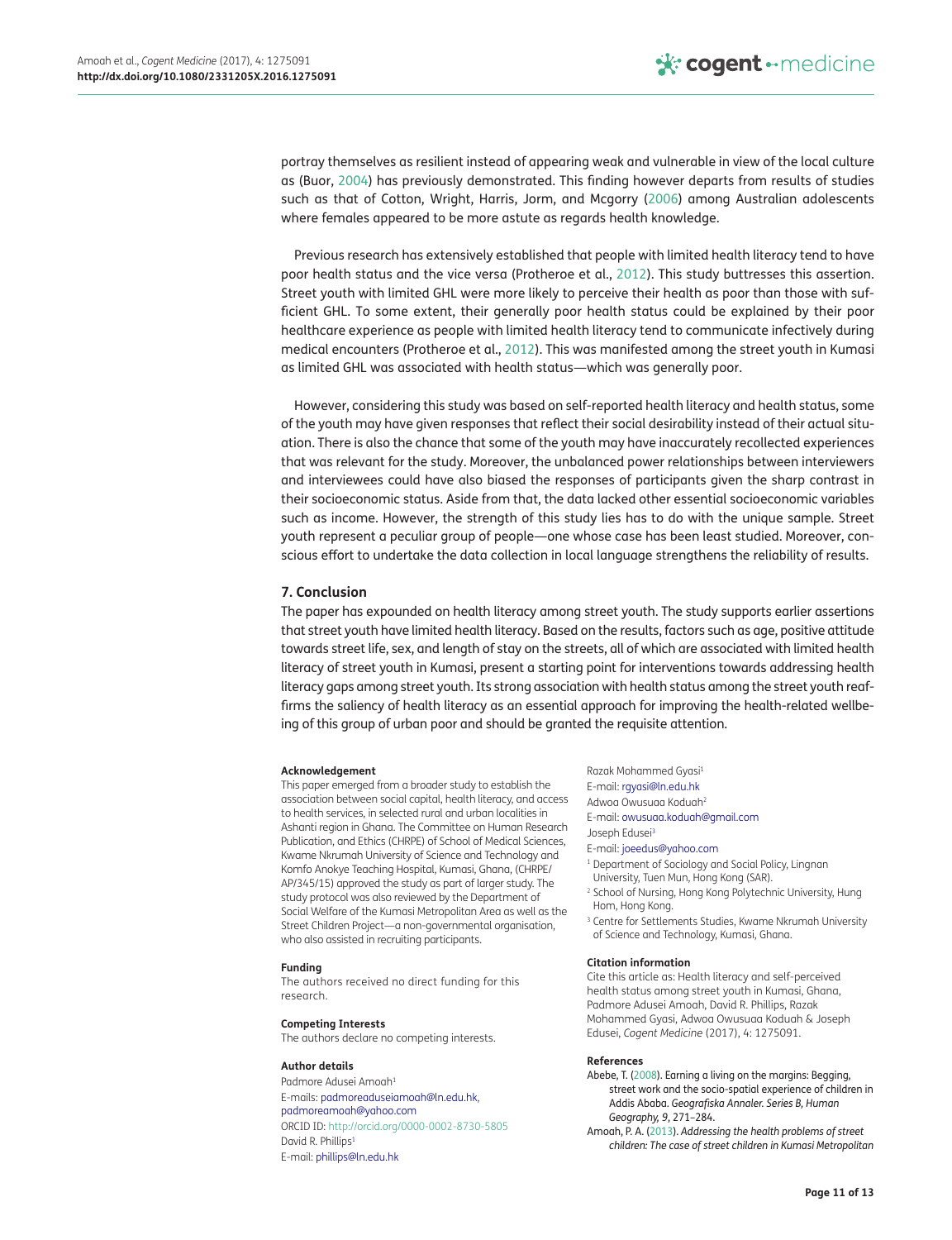portray themselves as resilient instead of appearing weak and vulnerable in view of the local culture as (Buor, 2004) has previously demonstrated. This finding however departs from results of studies such as that of Cotton, Wright, Harris, Jorm, and Mcgorry (2006) among Australian adolescents where females appeared to be more astute as regards health knowledge.

Previous research has extensively established that people with limited health literacy tend to have poor health status and the vice versa (Protheroe et al., 2012). This study buttresses this assertion. Street youth with limited GHL were more likely to perceive their health as poor than those with sufficient GHL. To some extent, their generally poor health status could be explained by their poor healthcare experience as people with limited health literacy tend to communicate infectively during medical encounters (Protheroe et al., 2012). This was manifested among the street youth in Kumasi as limited GHL was associated with health status—which was generally poor.

However, considering this study was based on self-reported health literacy and health status, some of the youth may have given responses that reflect their social desirability instead of their actual situation. There is also the chance that some of the youth may have inaccurately recollected experiences that was relevant for the study. Moreover, the unbalanced power relationships between interviewers and interviewees could have also biased the responses of participants given the sharp contrast in their socioeconomic status. Aside from that, the data lacked other essential socioeconomic variables such as income. However, the strength of this study lies has to do with the unique sample. Street youth represent a peculiar group of people—one whose case has been least studied. Moreover, conscious effort to undertake the data collection in local language strengthens the reliability of results.

## 7. Conclusion

The paper has expounded on health literacy among street youth. The study supports earlier assertions that street youth have limited health literacy. Based on the results, factors such as age, positive attitude towards street life, sex, and length of stay on the streets, all of which are associated with limited health literacy of street youth in Kumasi, present a starting point for interventions towards addressing health literacy gaps among street youth. Its strong association with health status among the street youth reaffirms the saliency of health literacy as an essential approach for improving the health-related wellbeing of this group of urban poor and should be granted the requisite attention.

#### Acknowledgement

This paper emerged from a broader study to establish the association between social capital, health literacy, and access to health services, in selected rural and urban localities in Ashanti region in Ghana. The Committee on Human Research Publication, and Ethics (CHRPE) of School of Medical Sciences, Kwame Nkrumah University of Science and Technology and Komfo Anokye Teaching Hospital, Kumasi, Ghana, (CHRPE/AP/345/15) approved the study as part of larger study. The study protocol was also reviewed by the Department of Social Welfare of the Kumasi Metropolitan Area as well as the Street Children Project—a non-governmental organisation, who also assisted in recruiting participants.

#### Funding

The authors received no direct funding for this research.

#### Competing Interests

The authors declare no competing interests.

#### Author details

Padmore Adusei Amoah[1]
E-mails: padmoreaduseiamoah@ln.edu.hk, padmoreamoah@yahoo.com
ORCID ID: http://orcid.org/0000-0002-8730-5805
David R. Phillips[1]
E-mail: phillips@ln.edu.hk
Razak Mohammed Gyasi[1]
E-mail: rgyasi@ln.edu.hk
Adwoa Owusuaa Koduah[2]
E-mail: owusuaa.koduah@gmail.com
Joseph Edusei[3]
E-mail: joeedus@yahoo.com

[1] Department of Sociology and Social Policy, Lingnan University, Tuen Mun, Hong Kong (SAR).
[2] School of Nursing, Hong Kong Polytechnic University, Hung Hom, Hong Kong.
[3] Centre for Settlements Studies, Kwame Nkrumah University of Science and Technology, Kumasi, Ghana.

#### Citation information

Cite this article as: Health literacy and self-perceived health status among street youth in Kumasi, Ghana, Padmore Adusei Amoah, David R. Phillips, Razak Mohammed Gyasi, Adwoa Owusuaa Koduah & Joseph Edusei, *Cogent Medicine* (2017), 4: 1275091.

#### References

Abebe, T. (2008). Earning a living on the margins: Begging, street work and the socio-spatial experience of children in Addis Ababa. *Geografiska Annaler. Series B, Human Geography, 9*, 271–284.

Amoah, P. A. (2013). *Addressing the health problems of street children: The case of street children in Kumasi Metropolitan*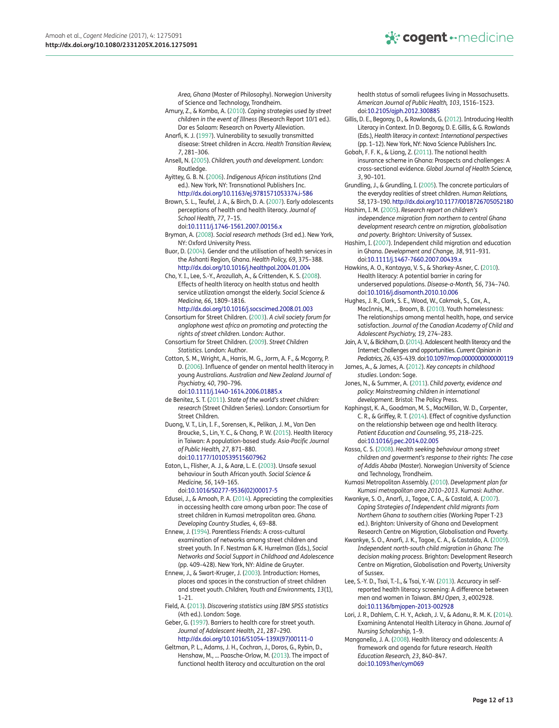*Area, Ghana* (Master of Philosophy). Norwegian University of Science and Technology, Trondheim.

Amury, Z., & Komba, A. (2010). *Coping strategies used by street children in the event of Illness* (Research Report 10/1 ed.). Dar es Salaam: Research on Poverty Alleviation.

Anarfi, K. J. (1997). Vulnerability to sexually transmitted disease: Street children in Accra. *Health Transition Review, 7*, 281–306.

Ansell, N. (2005). *Children, youth and development*. London: Routledge.

Ayittey, G. B. N. (2006). *Indigenous African institutions* (2nd ed.). New York, NY: Transnational Publishers Inc. http://dx.doi.org/10.1163/ej.9781571053374.i-586

Brown, S. L., Teufel, J. A., & Birch, D. A. (2007). Early adolescents perceptions of health and health literacy. *Journal of School Health, 77*, 7–15. doi:10.1111/j.1746-1561.2007.00156.x

Bryman, A. (2008). *Social research methods* (3rd ed.). New York, NY: Oxford University Press.

Buor, D. (2004). Gender and the utilisation of health services in the Ashanti Region, Ghana. *Health Policy, 69*, 375–388. http://dx.doi.org/10.1016/j.healthpol.2004.01.004

Cho, Y. I., Lee, S.-Y., Arozullah, A., & Crittenden, K. S. (2008). Effects of health literacy on health status and health service utilization amongst the elderly. *Social Science & Medicine, 66*, 1809–1816. http://dx.doi.org/10.1016/j.socscimed.2008.01.003

Consortium for Street Children. (2003). *A civil society forum for anglophone west africa on promoting and protecting the rights of street children*. London: Author.

Consortium for Street Children. (2009). *Street Children Statistics*. London: Author.

Cotton, S. M., Wright, A., Harris, M. G., Jorm, A. F., & Mcgorry, P. D. (2006). Influence of gender on mental health literacy in young Australians. *Australian and New Zealand Journal of Psychiatry, 40*, 790–796. doi:10.1111/j.1440-1614.2006.01885.x

de Benitez, S. T. (2011). *State of the world's street children: research* (Street Children Series). London: Consortium for Street Children.

Duong, V. T., Lin, I. F., Sorensen, K., Pelikan, J. M., Van Den Broucke, S., Lin, Y. C., & Chang, P. W. (2015). Health literacy in Taiwan: A population-based study. *Asia-Pacific Journal of Public Health, 27*, 871–880. doi:10.1177/1010539515607962

Eaton, L., Flisher, A. J., & Aarø, L. E. (2003). Unsafe sexual behaviour in South African youth. *Social Science & Medicine, 56*, 149–165. doi:10.1016/S0277-9536(02)00017-5

Edusei, J., & Amoah, P. A. (2014). Appreciating the complexities in accessing health care among urban poor: The case of street children in Kumasi metropolitan area. *Ghana. Developing Country Studies, 4*, 69–88.

Ennew, J. (1994). Parentless Friends: A cross-cultural examination of networks among street children and street youth. In F. Nestman & K. Hurrelman (Eds.), *Social Networks and Social Support in Childhood and Adolescence* (pp. 409–428). New York, NY: Aldine de Gruyter.

Ennew, J., & Swart-Kruger, J. (2003). Introduction: Homes, places and spaces in the construction of street children and street youth. *Children, Youth and Environments, 13*(1), 1–21.

Field, A. (2013). *Discovering statistics using IBM SPSS statistics* (4th ed.). London: Sage.

Geber, G. (1997). Barriers to health care for street youth. *Journal of Adolescent Health, 21*, 287–290. http://dx.doi.org/10.1016/S1054-139X(97)00111-0

Geltman, P. L., Adams, J. H., Cochran, J., Doros, G., Rybin, D., Henshaw, M., ... Paasche-Orlow, M. (2013). The impact of functional health literacy and acculturation on the oral health status of somali refugees living in Massachusetts. *American Journal of Public Health, 103*, 1516–1523. doi:10.2105/ajph.2012.300885

Gillis, D. E., Begoray, D., & Rowlands, G. (2012). Introducing Health Literacy in Context. In D. Begoray, D. E. Gillis, & G. Rowlands (Eds.), *Health literacy in context: International perspectives* (pp. 1–12). New York, NY: Nova Science Publishers Inc.

Gobah, F. F. K., & Liang, Z. (2011). The national health insurance scheme in Ghana: Prospects and challenges: A cross-sectional evidence. *Global Journal of Health Science, 3*, 90–101.

Grundling, J., & Grundling, I. (2005). The concrete particulars of the everyday realities of street children. *Human Relations, 58*, 173–190. http://dx.doi.org/10.1177/0018726705052180

Hashim, I. M. (2005). *Research report on children's independence migration from northern to central Ghana development research centre on migration, globalisation and poverty*. Brighton: University of Sussex.

Hashim, I. (2007). Independent child migration and education in Ghana. *Development and Change, 38*, 911–931. doi:10.1111/j.1467-7660.2007.00439.x

Hawkins, A. O., Kantayya, V. S., & Sharkey-Asner, C. (2010). Health literacy: A potential barrier in caring for underserved populations. *Disease-a-Month, 56*, 734–740. doi:10.1016/j.disamonth.2010.10.006

Hughes, J. R., Clark, S. E., Wood, W., Cakmak, S., Cox, A., MacInnis, M., ... Broom, B. (2010). Youth homelessness: The relationships among mental health, hope, and service satisfaction. *Journal of the Canadian Academy of Child and Adolescent Psychiatry, 19*, 274–283.

Jain, A. V., & Bickham, D. (2014). Adolescent health literacy and the Internet: Challenges and opportunities. *Current Opinion in Pediatrics, 26*, 435–439. doi:10.1097/mop.0000000000000119

James, A., & James, A. (2012). *Key concepts in childhood studies*. London: Sage.

Jones, N., & Summer, A. (2011). *Child poverty, evidence and policy: Mainstreaming children in international development*. Bristol: The Policy Press.

Kaphingst, K. A., Goodman, M. S., MacMillan, W. D., Carpenter, C. R., & Griffey, R. T. (2014). Effect of cognitive dysfunction on the relationship between age and health literacy. *Patient Education and Counseling, 95*, 218–225. doi:10.1016/j.pec.2014.02.005

Kassa, C. S. (2008). *Health seeking behaviour among street children and goverment's response to their rights: The case of Addis Ababa* (Master). Norwegian University of Science and Technology, Trondheim.

Kumasi Metropolitan Assembly. (2010). *Development plan for Kumasi metropolitan area 2010–2013*. Kumasi: Author.

Kwankye, S. O., Anarfi, J., Tagoe, C. A., & Castald, A. (2007). *Coping Strategies of Independent child migrants from Northern Ghana to southern cities* (Working Paper T-23 ed.). Brighton: University of Ghana and Development Research Centre on Migration, Globalisation and Poverty.

Kwankye, S. O., Anarfi, J. K., Tagoe, C. A., & Castaldo, A. (2009). *Independent north-south child migration in Ghana: The decision making process*. Brighton: Development Research Centre on Migration, Globalisation and Poverty, University of Sussex.

Lee, S.-Y. D., Tsai, T.-I., & Tsai, Y.-W. (2013). Accuracy in self-reported health literacy screening: A difference between men and women in Taiwan. *BMJ Open, 3*, e002928. doi:10.1136/bmjopen-2013-002928

Lori, J. R., Dahlem, C. H. Y., Ackah, J. V., & Adanu, R. M. K. (2014). Examining Antenatal Health Literacy in Ghana. *Journal of Nursing Scholarship*, 1–9.

Manganello, J. A. (2008). Health literacy and adolescents: A framework and agenda for future research. *Health Education Research, 23*, 840–847. doi:10.1093/her/cym069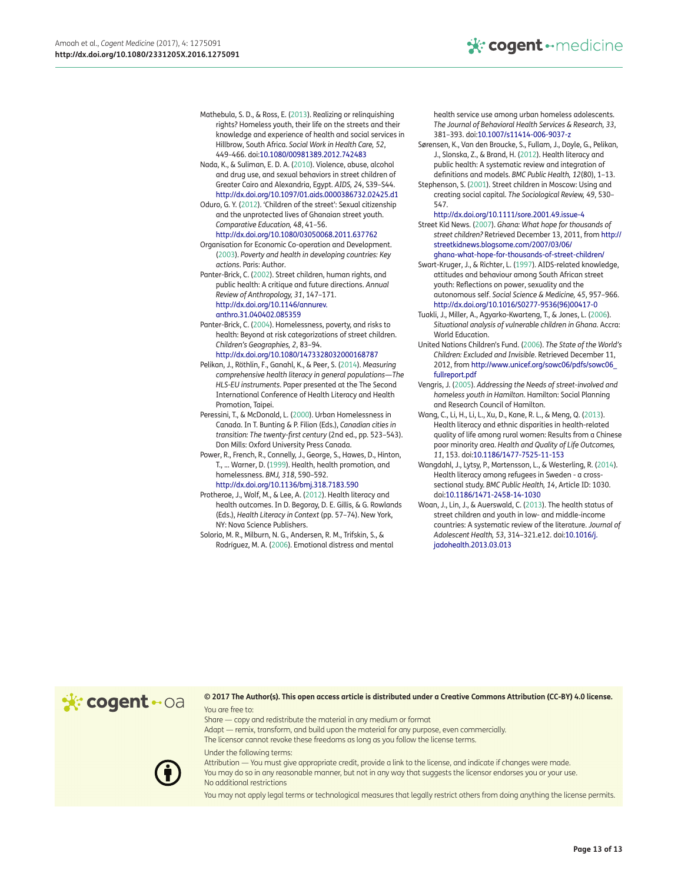Mathebula, S. D., & Ross, E. (2013). Realizing or relinquishing rights? Homeless youth, their life on the streets and their knowledge and experience of health and social services in Hillbrow, South Africa. *Social Work in Health Care, 52*, 449–466. doi:10.1080/00981389.2012.742483

Nada, K., & Suliman, E. D. A. (2010). Violence, abuse, alcohol and drug use, and sexual behaviors in street children of Greater Cairo and Alexandria, Egypt. *AIDS, 24*, S39–S44. http://dx.doi.org/10.1097/01.aids.0000386732.02425.d1

Oduro, G. Y. (2012). 'Children of the street': Sexual citizenship and the unprotected lives of Ghanaian street youth. *Comparative Education, 48*, 41–56. http://dx.doi.org/10.1080/03050068.2011.637762

Organisation for Economic Co-operation and Development. (2003). *Poverty and health in developing countries: Key actions*. Paris: Author.

Panter-Brick, C. (2002). Street children, human rights, and public health: A critique and future directions. *Annual Review of Anthropology, 31*, 147–171. http://dx.doi.org/10.1146/annurev.anthro.31.040402.085359

Panter-Brick, C. (2004). Homelessness, poverty, and risks to health: Beyond at risk categorizations of street children. *Children's Geographies, 2*, 83–94. http://dx.doi.org/10.1080/1473328032000168787

Pelikan, J., Röthlin, F., Ganahl, K., & Peer, S. (2014). *Measuring comprehensive health literacy in general populations—The HLS-EU instruments*. Paper presented at the The Second International Conference of Health Literacy and Health Promotion, Taipei.

Peressini, T., & McDonald, L. (2000). Urban Homelessness in Canada. In T. Bunting & P. Filion (Eds.), *Canadian cities in transition: The twenty-first century* (2nd ed., pp. 523–543). Don Mills: Oxford University Press Canada.

Power, R., French, R., Connelly, J., George, S., Hawes, D., Hinton, T., … Warner, D. (1999). Health, health promotion, and homelessness. *BMJ, 318*, 590–592. http://dx.doi.org/10.1136/bmj.318.7183.590

Protheroe, J., Wolf, M., & Lee, A. (2012). Health literacy and health outcomes. In D. Begoray, D. E. Gillis, & G. Rowlands (Eds.), *Health Literacy in Context* (pp. 57–74). New York, NY: Nova Science Publishers.

Solorio, M. R., Milburn, N. G., Andersen, R. M., Trifskin, S., & Rodríguez, M. A. (2006). Emotional distress and mental health service use among urban homeless adolescents. *The Journal of Behavioral Health Services & Research, 33*, 381–393. doi:10.1007/s11414-006-9037-z

Sørensen, K., Van den Broucke, S., Fullam, J., Doyle, G., Pelikan, J., Slonska, Z., & Brand, H. (2012). Health literacy and public health: A systematic review and integration of definitions and models. *BMC Public Health, 12*(80), 1–13.

Stephenson, S. (2001). Street children in Moscow: Using and creating social capital. *The Sociological Review, 49*, 530–547. http://dx.doi.org/10.1111/sore.2001.49.issue-4

Street Kid News. (2007). *Ghana: What hope for thousands of street children?* Retrieved December 13, 2011, from http://streetkidnews.blogsome.com/2007/03/06/ghana-what-hope-for-thousands-of-street-children/

Swart-Kruger, J., & Richter, L. (1997). AIDS-related knowledge, attitudes and behaviour among South African street youth: Reflections on power, sexuality and the autonomous self. *Social Science & Medicine, 45*, 957–966. http://dx.doi.org/10.1016/S0277-9536(96)00417-0

Tuakli, J., Miller, A., Agyarko-Kwarteng, T., & Jones, L. (2006). *Situational analysis of vulnerable children in Ghana*. Accra: World Education.

United Nations Children's Fund. (2006). *The State of the World's Children: Excluded and Invisible*. Retrieved December 11, 2012, from http://www.unicef.org/sowc06/pdfs/sowc06_fullreport.pdf

Vengris, J. (2005). *Addressing the Needs of street-involved and homeless youth in Hamilton*. Hamilton: Social Planning and Research Council of Hamilton.

Wang, C., Li, H., Li, L., Xu, D., Kane, R. L., & Meng, Q. (2013). Health literacy and ethnic disparities in health-related quality of life among rural women: Results from a Chinese poor minority area. *Health and Quality of Life Outcomes, 11*, 153. doi:10.1186/1477-7525-11-153

Wangdahl, J., Lytsy, P., Martensson, L., & Westerling, R. (2014). Health literacy among refugees in Sweden - a cross-sectional study. *BMC Public Health, 14*, Article ID: 1030. doi:10.1186/1471-2458-14-1030

Woan, J., Lin, J., & Auerswald, C. (2013). The health status of street children and youth in low- and middle-income countries: A systematic review of the literature. *Journal of Adolescent Health, 53*, 314–321.e12. doi:10.1016/j.jadohealth.2013.03.013

**© 2017 The Author(s). This open access article is distributed under a Creative Commons Attribution (CC-BY) 4.0 license.**

You are free to:

Share — copy and redistribute the material in any medium or format

Adapt — remix, transform, and build upon the material for any purpose, even commercially.

The licensor cannot revoke these freedoms as long as you follow the license terms.

Under the following terms:

Attribution — You must give appropriate credit, provide a link to the license, and indicate if changes were made.

You may do so in any reasonable manner, but not in any way that suggests the licensor endorses you or your use.

No additional restrictions

You may not apply legal terms or technological measures that legally restrict others from doing anything the license permits.